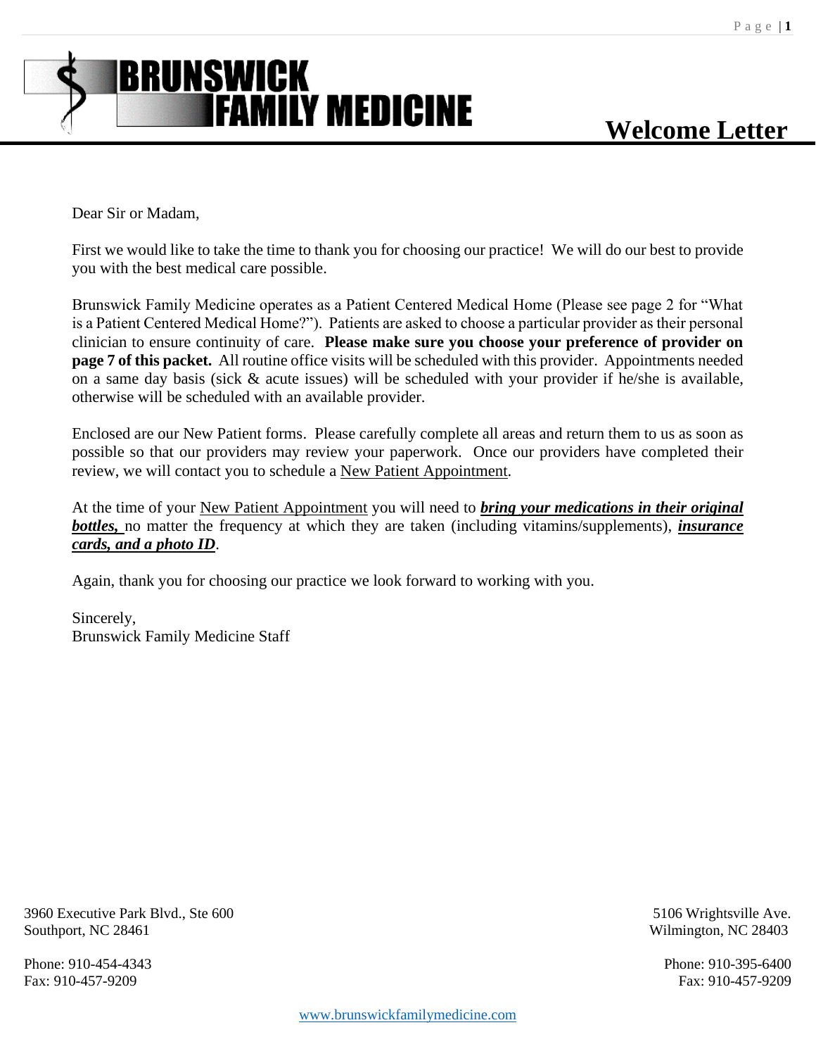# BRUNSWICK FAMILY MEDICINE

# Welcome Letter

Dear Sir or Madam,

First we would like to take the time to thank you for choosing our practice! We will do our best to provide you with the best medical care possible.

Brunswick Family Medicine operates as a Patient Centered Medical Home (Please see page 2 for "What is a Patient Centered Medical Home?"). Patients are asked to choose a particular provider as their personal clinician to ensure continuity of care. **Please make sure you choose your preference of provider on page 7 of this packet.** All routine office visits will be scheduled with this provider. Appointments needed on a same day basis (sick & acute issues) will be scheduled with your provider if he/she is available, otherwise will be scheduled with an available provider.

Enclosed are our New Patient forms. Please carefully complete all areas and return them to us as soon as possible so that our providers may review your paperwork. Once our providers have completed their review, we will contact you to schedule a New Patient Appointment.

At the time of your New Patient Appointment you will need to ***bring your medications in their original bottles,*** no matter the frequency at which they are taken (including vitamins/supplements), ***insurance cards, and a photo ID***.

Again, thank you for choosing our practice we look forward to working with you.

Sincerely,
Brunswick Family Medicine Staff

3960 Executive Park Blvd., Ste 600
Southport, NC 28461

Phone: 910-454-4343
Fax: 910-457-9209

5106 Wrightsville Ave.
Wilmington, NC 28403

Phone: 910-395-6400
Fax: 910-457-9209

www.brunswickfamilymedicine.com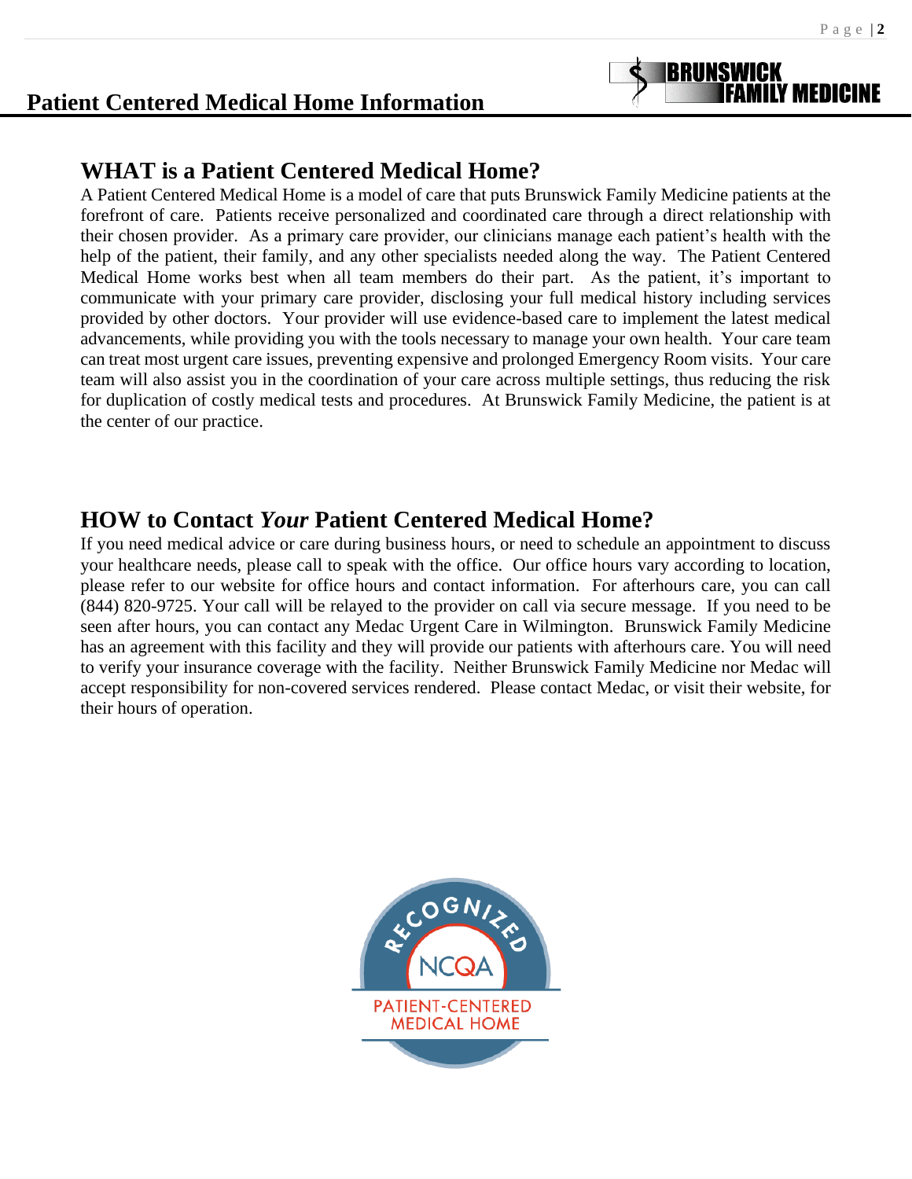# Patient Centered Medical Home Information

## WHAT is a Patient Centered Medical Home?

A Patient Centered Medical Home is a model of care that puts Brunswick Family Medicine patients at the forefront of care. Patients receive personalized and coordinated care through a direct relationship with their chosen provider. As a primary care provider, our clinicians manage each patient's health with the help of the patient, their family, and any other specialists needed along the way. The Patient Centered Medical Home works best when all team members do their part. As the patient, it's important to communicate with your primary care provider, disclosing your full medical history including services provided by other doctors. Your provider will use evidence-based care to implement the latest medical advancements, while providing you with the tools necessary to manage your own health. Your care team can treat most urgent care issues, preventing expensive and prolonged Emergency Room visits. Your care team will also assist you in the coordination of your care across multiple settings, thus reducing the risk for duplication of costly medical tests and procedures. At Brunswick Family Medicine, the patient is at the center of our practice.

## HOW to Contact *Your* Patient Centered Medical Home?

If you need medical advice or care during business hours, or need to schedule an appointment to discuss your healthcare needs, please call to speak with the office. Our office hours vary according to location, please refer to our website for office hours and contact information. For afterhours care, you can call (844) 820-9725. Your call will be relayed to the provider on call via secure message. If you need to be seen after hours, you can contact any Medac Urgent Care in Wilmington. Brunswick Family Medicine has an agreement with this facility and they will provide our patients with afterhours care. You will need to verify your insurance coverage with the facility. Neither Brunswick Family Medicine nor Medac will accept responsibility for non-covered services rendered. Please contact Medac, or visit their website, for their hours of operation.

RECOGNIZED NCQA PATIENT-CENTERED MEDICAL HOME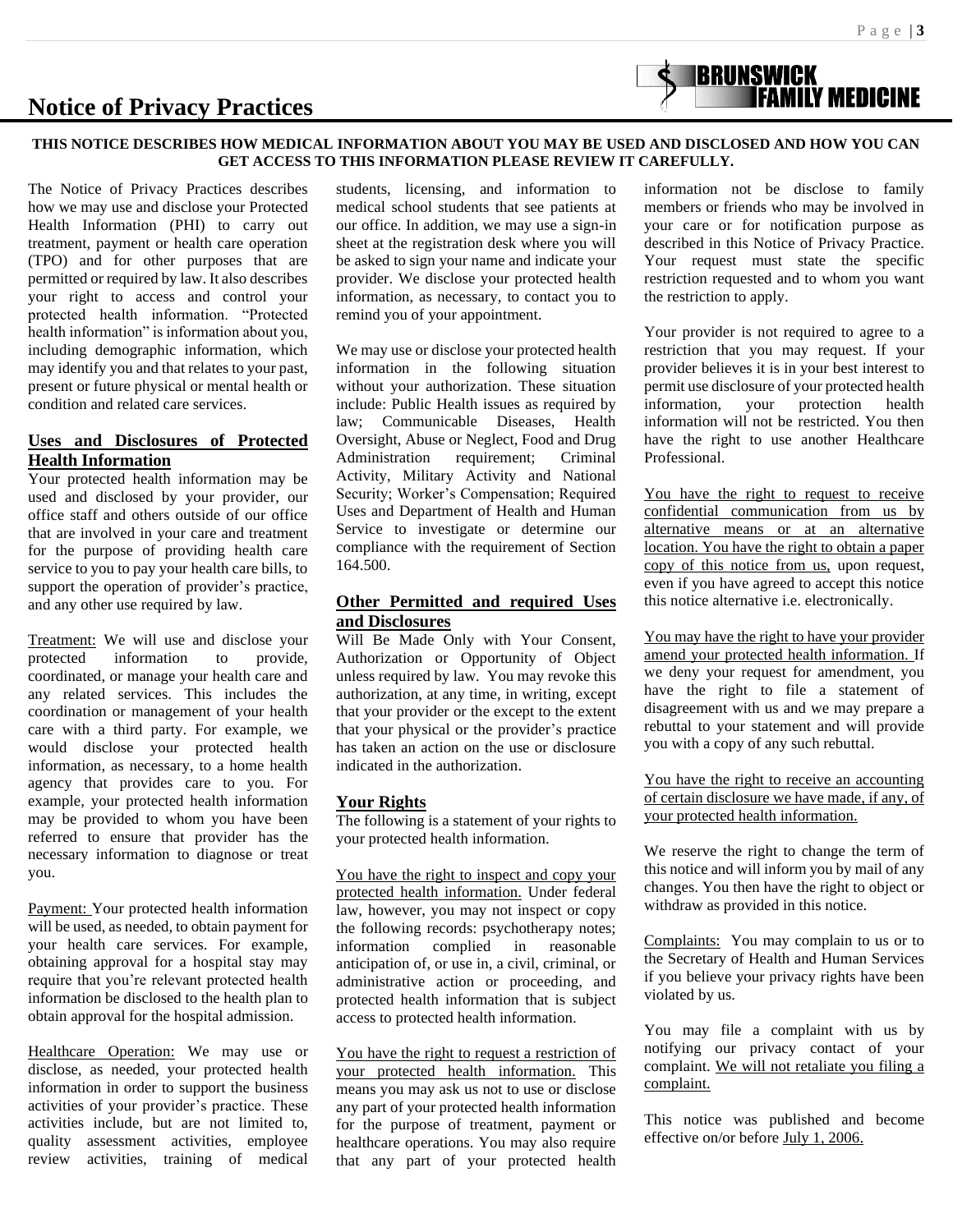BRUNSWICK FAMILY MEDICINE

# Notice of Privacy Practices

**THIS NOTICE DESCRIBES HOW MEDICAL INFORMATION ABOUT YOU MAY BE USED AND DISCLOSED AND HOW YOU CAN GET ACCESS TO THIS INFORMATION PLEASE REVIEW IT CAREFULLY.**

The Notice of Privacy Practices describes how we may use and disclose your Protected Health Information (PHI) to carry out treatment, payment or health care operation (TPO) and for other purposes that are permitted or required by law. It also describes your right to access and control your protected health information. "Protected health information" is information about you, including demographic information, which may identify you and that relates to your past, present or future physical or mental health or condition and related care services.

## Uses and Disclosures of Protected Health Information

Your protected health information may be used and disclosed by your provider, our office staff and others outside of our office that are involved in your care and treatment for the purpose of providing health care service to you to pay your health care bills, to support the operation of provider's practice, and any other use required by law.

Treatment: We will use and disclose your protected information to provide, coordinated, or manage your health care and any related services. This includes the coordination or management of your health care with a third party. For example, we would disclose your protected health information, as necessary, to a home health agency that provides care to you. For example, your protected health information may be provided to whom you have been referred to ensure that provider has the necessary information to diagnose or treat you.

Payment: Your protected health information will be used, as needed, to obtain payment for your health care services. For example, obtaining approval for a hospital stay may require that you're relevant protected health information be disclosed to the health plan to obtain approval for the hospital admission.

Healthcare Operation: We may use or disclose, as needed, your protected health information in order to support the business activities of your provider's practice. These activities include, but are not limited to, quality assessment activities, employee review activities, training of medical students, licensing, and information to medical school students that see patients at our office. In addition, we may use a sign-in sheet at the registration desk where you will be asked to sign your name and indicate your provider. We disclose your protected health information, as necessary, to contact you to remind you of your appointment.

We may use or disclose your protected health information in the following situation without your authorization. These situation include: Public Health issues as required by law; Communicable Diseases, Health Oversight, Abuse or Neglect, Food and Drug Administration requirement; Criminal Activity, Military Activity and National Security; Worker's Compensation; Required Uses and Department of Health and Human Service to investigate or determine our compliance with the requirement of Section 164.500.

## Other Permitted and required Uses and Disclosures

Will Be Made Only with Your Consent, Authorization or Opportunity of Object unless required by law. You may revoke this authorization, at any time, in writing, except that your provider or the except to the extent that your physical or the provider's practice has taken an action on the use or disclosure indicated in the authorization.

## Your Rights

The following is a statement of your rights to your protected health information.

You have the right to inspect and copy your protected health information. Under federal law, however, you may not inspect or copy the following records: psychotherapy notes; information complied in reasonable anticipation of, or use in, a civil, criminal, or administrative action or proceeding, and protected health information that is subject access to protected health information.

You have the right to request a restriction of your protected health information. This means you may ask us not to use or disclose any part of your protected health information for the purpose of treatment, payment or healthcare operations. You may also require that any part of your protected health information not be disclose to family members or friends who may be involved in your care or for notification purpose as described in this Notice of Privacy Practice. Your request must state the specific restriction requested and to whom you want the restriction to apply.

Your provider is not required to agree to a restriction that you may request. If your provider believes it is in your best interest to permit use disclosure of your protected health information, your protection health information will not be restricted. You then have the right to use another Healthcare Professional.

You have the right to request to receive confidential communication from us by alternative means or at an alternative location. You have the right to obtain a paper copy of this notice from us, upon request, even if you have agreed to accept this notice this notice alternative i.e. electronically.

You may have the right to have your provider amend your protected health information. If we deny your request for amendment, you have the right to file a statement of disagreement with us and we may prepare a rebuttal to your statement and will provide you with a copy of any such rebuttal.

You have the right to receive an accounting of certain disclosure we have made, if any, of your protected health information.

We reserve the right to change the term of this notice and will inform you by mail of any changes. You then have the right to object or withdraw as provided in this notice.

Complaints: You may complain to us or to the Secretary of Health and Human Services if you believe your privacy rights have been violated by us.

You may file a complaint with us by notifying our privacy contact of your complaint. We will not retaliate you filing a complaint.

This notice was published and become effective on/or before July 1, 2006.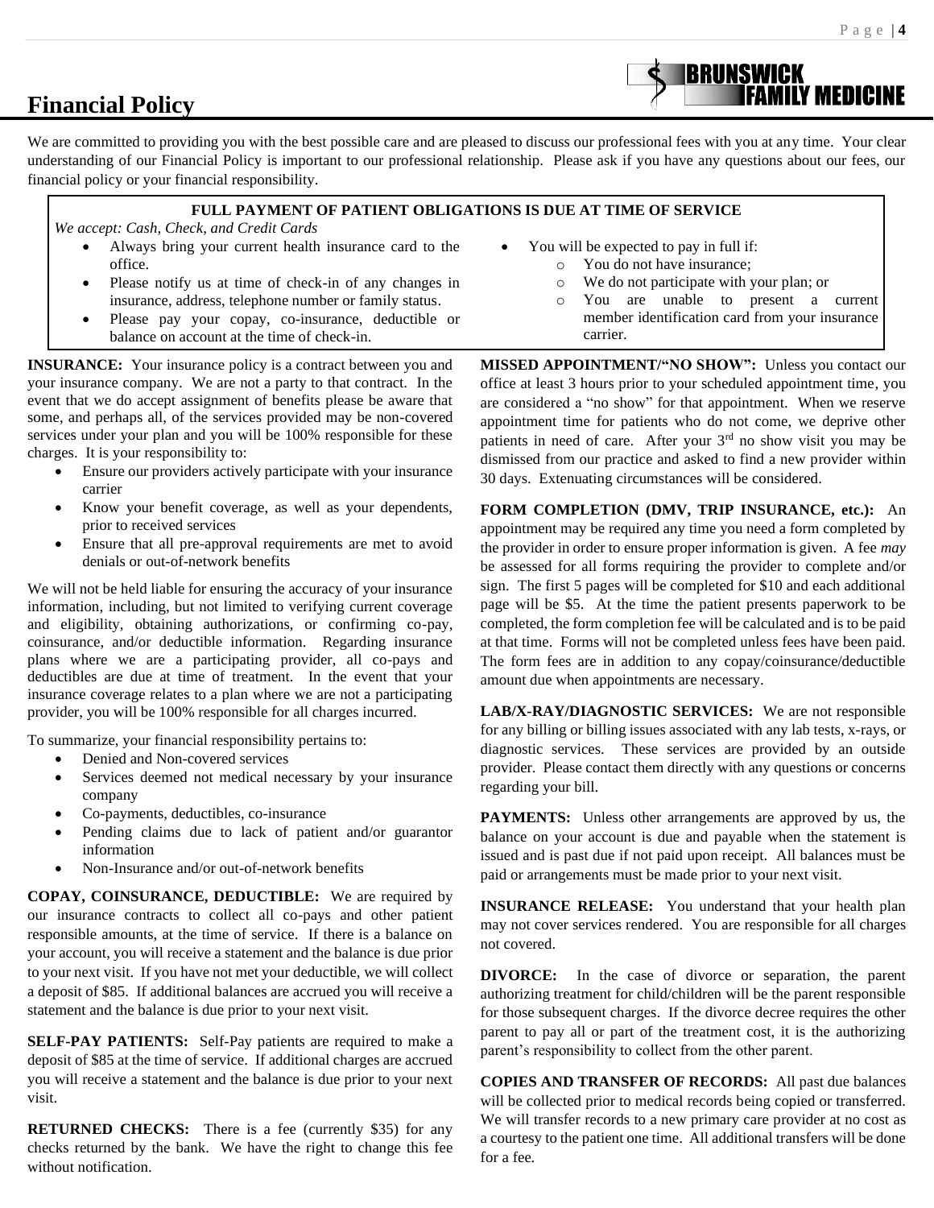# Financial Policy

We are committed to providing you with the best possible care and are pleased to discuss our professional fees with you at any time. Your clear understanding of our Financial Policy is important to our professional relationship. Please ask if you have any questions about our fees, our financial policy or your financial responsibility.

**FULL PAYMENT OF PATIENT OBLIGATIONS IS DUE AT TIME OF SERVICE**

*We accept: Cash, Check, and Credit Cards*

- Always bring your current health insurance card to the office.
- Please notify us at time of check-in of any changes in insurance, address, telephone number or family status.
- Please pay your copay, co-insurance, deductible or balance on account at the time of check-in.
- You will be expected to pay in full if:
    - You do not have insurance;
    - We do not participate with your plan; or
    - You are unable to present a current member identification card from your insurance carrier.

**INSURANCE:** Your insurance policy is a contract between you and your insurance company. We are not a party to that contract. In the event that we do accept assignment of benefits please be aware that some, and perhaps all, of the services provided may be non-covered services under your plan and you will be 100% responsible for these charges. It is your responsibility to:

- Ensure our providers actively participate with your insurance carrier
- Know your benefit coverage, as well as your dependents, prior to received services
- Ensure that all pre-approval requirements are met to avoid denials or out-of-network benefits

We will not be held liable for ensuring the accuracy of your insurance information, including, but not limited to verifying current coverage and eligibility, obtaining authorizations, or confirming co-pay, coinsurance, and/or deductible information. Regarding insurance plans where we are a participating provider, all co-pays and deductibles are due at time of treatment. In the event that your insurance coverage relates to a plan where we are not a participating provider, you will be 100% responsible for all charges incurred.

To summarize, your financial responsibility pertains to:

- Denied and Non-covered services
- Services deemed not medical necessary by your insurance company
- Co-payments, deductibles, co-insurance
- Pending claims due to lack of patient and/or guarantor information
- Non-Insurance and/or out-of-network benefits

**COPAY, COINSURANCE, DEDUCTIBLE:** We are required by our insurance contracts to collect all co-pays and other patient responsible amounts, at the time of service. If there is a balance on your account, you will receive a statement and the balance is due prior to your next visit. If you have not met your deductible, we will collect a deposit of $85. If additional balances are accrued you will receive a statement and the balance is due prior to your next visit.

**SELF-PAY PATIENTS:** Self-Pay patients are required to make a deposit of $85 at the time of service. If additional charges are accrued you will receive a statement and the balance is due prior to your next visit.

**RETURNED CHECKS:** There is a fee (currently $35) for any checks returned by the bank. We have the right to change this fee without notification.

**MISSED APPOINTMENT/"NO SHOW":** Unless you contact our office at least 3 hours prior to your scheduled appointment time, you are considered a "no show" for that appointment. When we reserve appointment time for patients who do not come, we deprive other patients in need of care. After your 3rd no show visit you may be dismissed from our practice and asked to find a new provider within 30 days. Extenuating circumstances will be considered.

**FORM COMPLETION (DMV, TRIP INSURANCE, etc.):** An appointment may be required any time you need a form completed by the provider in order to ensure proper information is given. A fee *may* be assessed for all forms requiring the provider to complete and/or sign. The first 5 pages will be completed for $10 and each additional page will be $5. At the time the patient presents paperwork to be completed, the form completion fee will be calculated and is to be paid at that time. Forms will not be completed unless fees have been paid. The form fees are in addition to any copay/coinsurance/deductible amount due when appointments are necessary.

**LAB/X-RAY/DIAGNOSTIC SERVICES:** We are not responsible for any billing or billing issues associated with any lab tests, x-rays, or diagnostic services. These services are provided by an outside provider. Please contact them directly with any questions or concerns regarding your bill.

**PAYMENTS:** Unless other arrangements are approved by us, the balance on your account is due and payable when the statement is issued and is past due if not paid upon receipt. All balances must be paid or arrangements must be made prior to your next visit.

**INSURANCE RELEASE:** You understand that your health plan may not cover services rendered. You are responsible for all charges not covered.

**DIVORCE:** In the case of divorce or separation, the parent authorizing treatment for child/children will be the parent responsible for those subsequent charges. If the divorce decree requires the other parent to pay all or part of the treatment cost, it is the authorizing parent's responsibility to collect from the other parent.

**COPIES AND TRANSFER OF RECORDS:** All past due balances will be collected prior to medical records being copied or transferred. We will transfer records to a new primary care provider at no cost as a courtesy to the patient one time. All additional transfers will be done for a fee.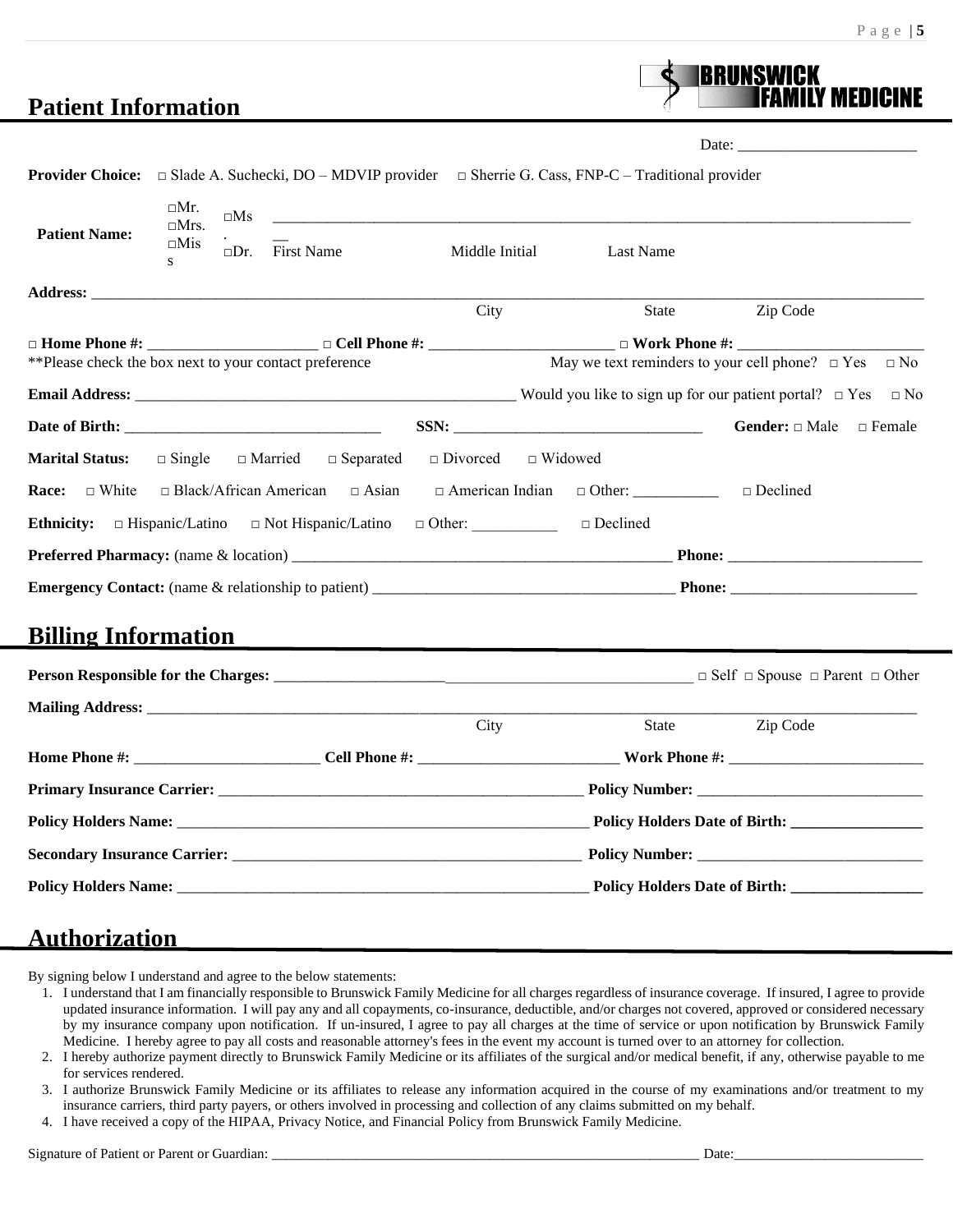# Patient Information

BRUNSWICK FAMILY MEDICINE

Date: ______________________

**Provider Choice:** □ Slade A. Suchecki, DO – MDVIP provider □ Sherrie G. Cass, FNP-C – Traditional provider

**Patient Name:** □Mr. □Mrs. □Miss □Ms. □Dr. ________________________________________________
First Name Middle Initial Last Name

**Address:** ________________________________________________________________
City State Zip Code

□ **Home Phone #:** ____________________ □ **Cell Phone #:** ______________________ □ **Work Phone #:** ______________________

**Please check the box next to your contact preference May we text reminders to your cell phone? □ Yes □ No

**Email Address:** ______________________________________________ Would you like to sign up for our patient portal? □ Yes □ No

**Date of Birth:** ______________________________ **SSN:** ______________________________ **Gender:** □ Male □ Female

**Marital Status:** □ Single □ Married □ Separated □ Divorced □ Widowed

**Race:** □ White □ Black/African American □ Asian □ American Indian □ Other: __________ □ Declined

**Ethnicity:** □ Hispanic/Latino □ Not Hispanic/Latino □ Other: __________ □ Declined

**Preferred Pharmacy:** (name & location) ______________________________________________ **Phone:** ______________________

**Emergency Contact:** (name & relationship to patient) ____________________________________ **Phone:** ______________________

# Billing Information

**Person Responsible for the Charges:** ______________________________________________ □ Self □ Spouse □ Parent □ Other

**Mailing Address:** ________________________________________________________________
City State Zip Code

**Home Phone #:** ______________________ **Cell Phone #:** ________________________ **Work Phone #:** ______________________

**Primary Insurance Carrier:** ____________________________________________ **Policy Number:** ___________________________

**Policy Holders Name:** ____________________________________________________ **Policy Holders Date of Birth:** _______________

**Secondary Insurance Carrier:** __________________________________________ **Policy Number:** ___________________________

**Policy Holders Name:** ____________________________________________________ **Policy Holders Date of Birth:** _______________

# Authorization

By signing below I understand and agree to the below statements:

1. I understand that I am financially responsible to Brunswick Family Medicine for all charges regardless of insurance coverage. If insured, I agree to provide updated insurance information. I will pay any and all copayments, co-insurance, deductible, and/or charges not covered, approved or considered necessary by my insurance company upon notification. If un-insured, I agree to pay all charges at the time of service or upon notification by Brunswick Family Medicine. I hereby agree to pay all costs and reasonable attorney's fees in the event my account is turned over to an attorney for collection.
2. I hereby authorize payment directly to Brunswick Family Medicine or its affiliates of the surgical and/or medical benefit, if any, otherwise payable to me for services rendered.
3. I authorize Brunswick Family Medicine or its affiliates to release any information acquired in the course of my examinations and/or treatment to my insurance carriers, third party payers, or others involved in processing and collection of any claims submitted on my behalf.
4. I have received a copy of the HIPAA, Privacy Notice, and Financial Policy from Brunswick Family Medicine.

Signature of Patient or Parent or Guardian: ________________________________________________ Date: ______________________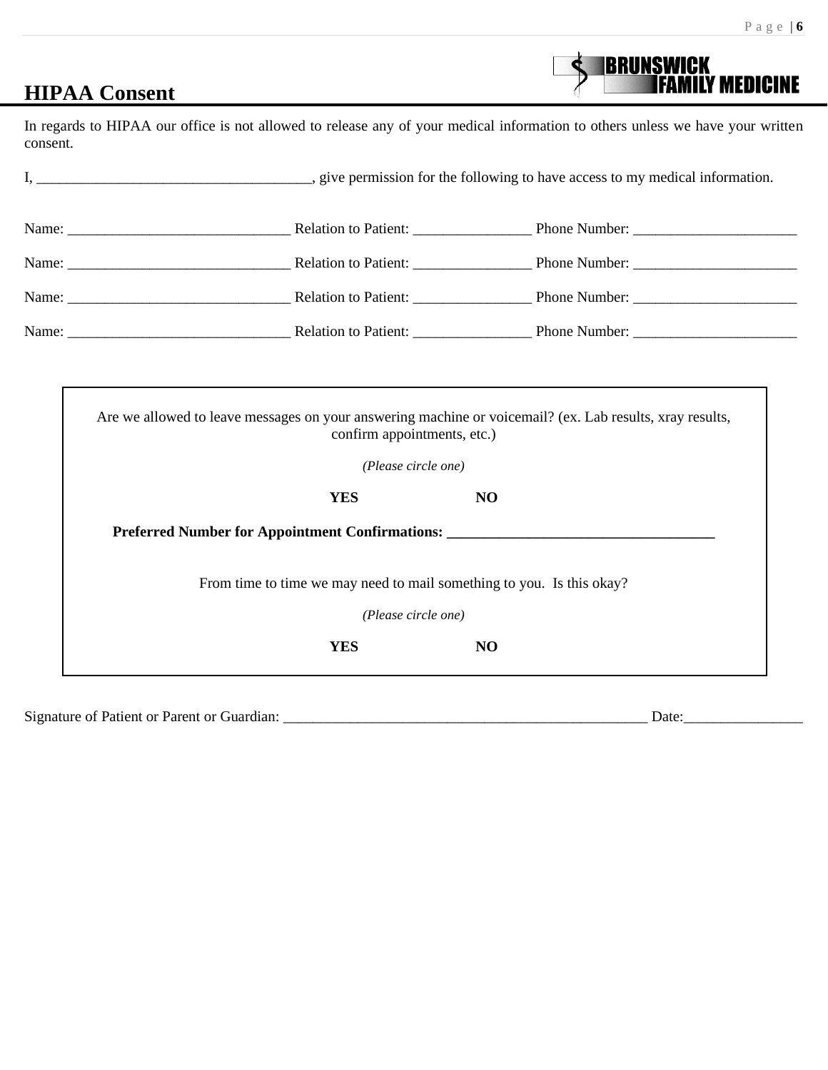# HIPAA Consent

In regards to HIPAA our office is not allowed to release any of your medical information to others unless we have your written consent.

I, _____________________________________, give permission for the following to have access to my medical information.

Name: ______________________________ Relation to Patient: ________________ Phone Number: ______________________

Name: ______________________________ Relation to Patient: ________________ Phone Number: ______________________

Name: ______________________________ Relation to Patient: ________________ Phone Number: ______________________

Name: ______________________________ Relation to Patient: ________________ Phone Number: ______________________

Are we allowed to leave messages on your answering machine or voicemail? (ex. Lab results, xray results, confirm appointments, etc.)

*(Please circle one)*

**YES** **NO**

**Preferred Number for Appointment Confirmations: ____________________________________**

From time to time we may need to mail something to you. Is this okay?

*(Please circle one)*

**YES** **NO**

Signature of Patient or Parent or Guardian: ___________________________________________________ Date:________________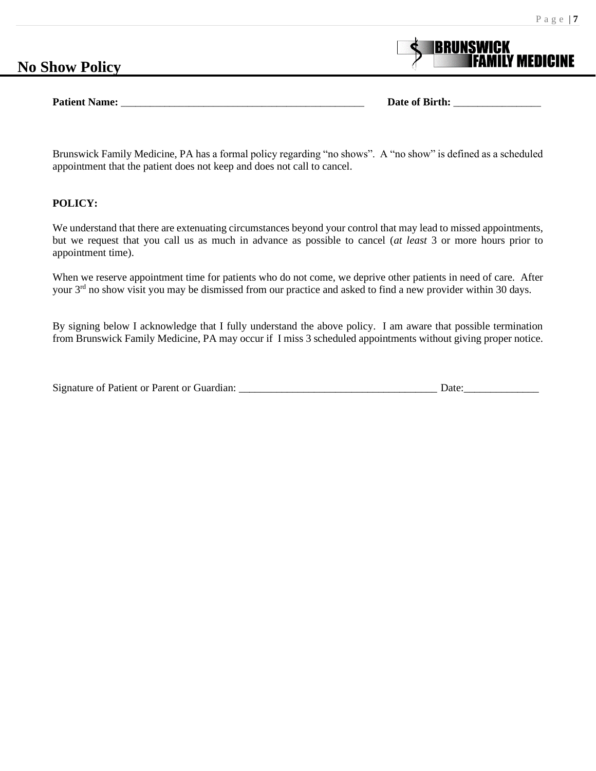# No Show Policy

BRUNSWICK FAMILY MEDICINE

**Patient Name:** ______________________________________________ **Date of Birth:** ________________

Brunswick Family Medicine, PA has a formal policy regarding "no shows". A "no show" is defined as a scheduled appointment that the patient does not keep and does not call to cancel.

**POLICY:**

We understand that there are extenuating circumstances beyond your control that may lead to missed appointments, but we request that you call us as much in advance as possible to cancel (*at least* 3 or more hours prior to appointment time).

When we reserve appointment time for patients who do not come, we deprive other patients in need of care. After your 3rd no show visit you may be dismissed from our practice and asked to find a new provider within 30 days.

By signing below I acknowledge that I fully understand the above policy. I am aware that possible termination from Brunswick Family Medicine, PA may occur if I miss 3 scheduled appointments without giving proper notice.

Signature of Patient or Parent or Guardian: ____________________________________ Date:______________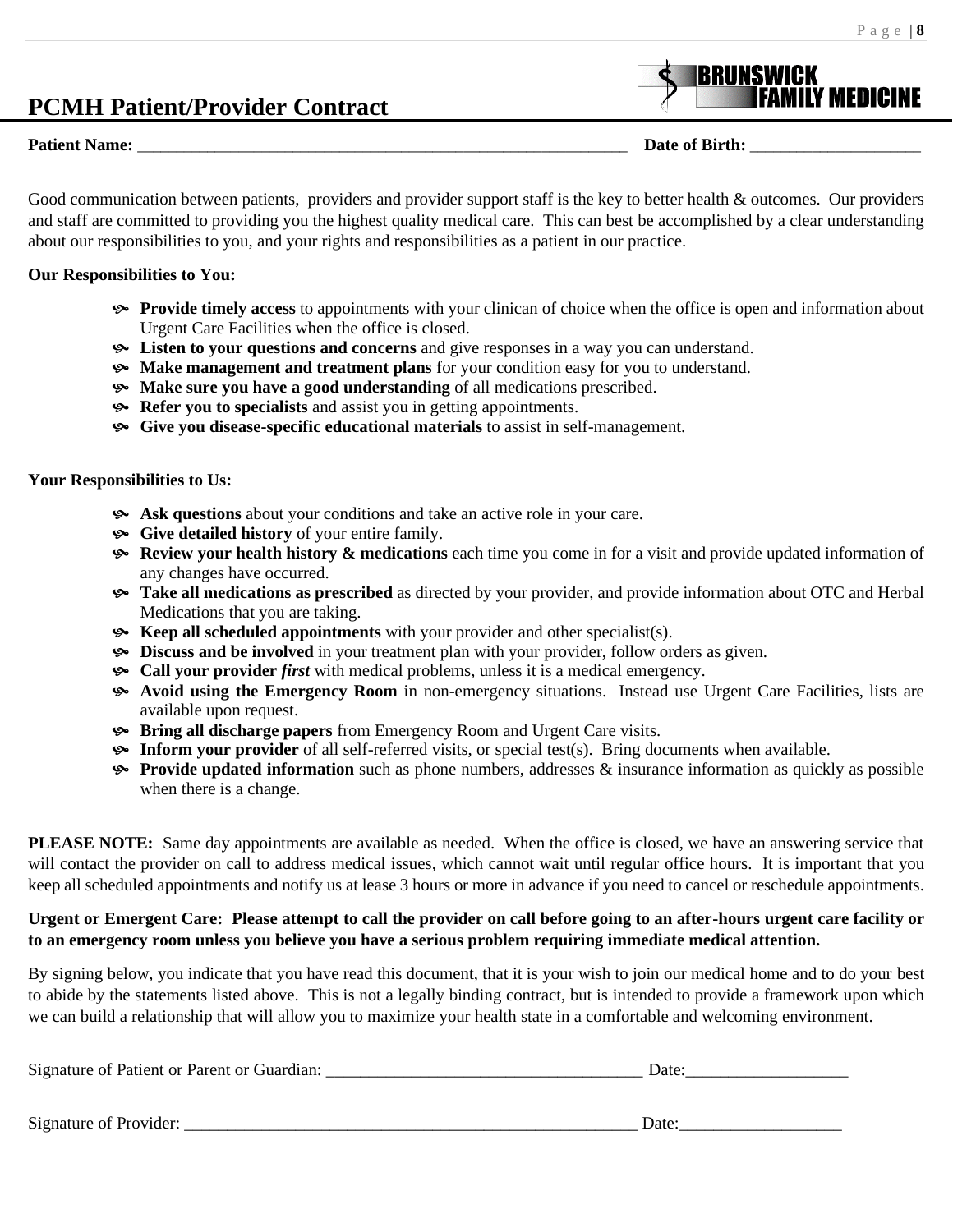# PCMH Patient/Provider Contract

BRUNSWICK FAMILY MEDICINE

**Patient Name:** ____________________________________________________________ **Date of Birth:** ____________________

Good communication between patients, providers and provider support staff is the key to better health & outcomes. Our providers and staff are committed to providing you the highest quality medical care. This can best be accomplished by a clear understanding about our responsibilities to you, and your rights and responsibilities as a patient in our practice.

**Our Responsibilities to You:**

- **Provide timely access** to appointments with your clinican of choice when the office is open and information about Urgent Care Facilities when the office is closed.
- **Listen to your questions and concerns** and give responses in a way you can understand.
- **Make management and treatment plans** for your condition easy for you to understand.
- **Make sure you have a good understanding** of all medications prescribed.
- **Refer you to specialists** and assist you in getting appointments.
- **Give you disease-specific educational materials** to assist in self-management.

**Your Responsibilities to Us:**

- **Ask questions** about your conditions and take an active role in your care.
- **Give detailed history** of your entire family.
- **Review your health history & medications** each time you come in for a visit and provide updated information of any changes have occurred.
- **Take all medications as prescribed** as directed by your provider, and provide information about OTC and Herbal Medications that you are taking.
- **Keep all scheduled appointments** with your provider and other specialist(s).
- **Discuss and be involved** in your treatment plan with your provider, follow orders as given.
- **Call your provider *first*** with medical problems, unless it is a medical emergency.
- **Avoid using the Emergency Room** in non-emergency situations. Instead use Urgent Care Facilities, lists are available upon request.
- **Bring all discharge papers** from Emergency Room and Urgent Care visits.
- **Inform your provider** of all self-referred visits, or special test(s). Bring documents when available.
- **Provide updated information** such as phone numbers, addresses & insurance information as quickly as possible when there is a change.

**PLEASE NOTE:** Same day appointments are available as needed. When the office is closed, we have an answering service that will contact the provider on call to address medical issues, which cannot wait until regular office hours. It is important that you keep all scheduled appointments and notify us at lease 3 hours or more in advance if you need to cancel or reschedule appointments.

**Urgent or Emergent Care: Please attempt to call the provider on call before going to an after-hours urgent care facility or to an emergency room unless you believe you have a serious problem requiring immediate medical attention.**

By signing below, you indicate that you have read this document, that it is your wish to join our medical home and to do your best to abide by the statements listed above. This is not a legally binding contract, but is intended to provide a framework upon which we can build a relationship that will allow you to maximize your health state in a comfortable and welcoming environment.

Signature of Patient or Parent or Guardian: ______________________________________ Date:___________________

Signature of Provider: ______________________________________________________ Date:___________________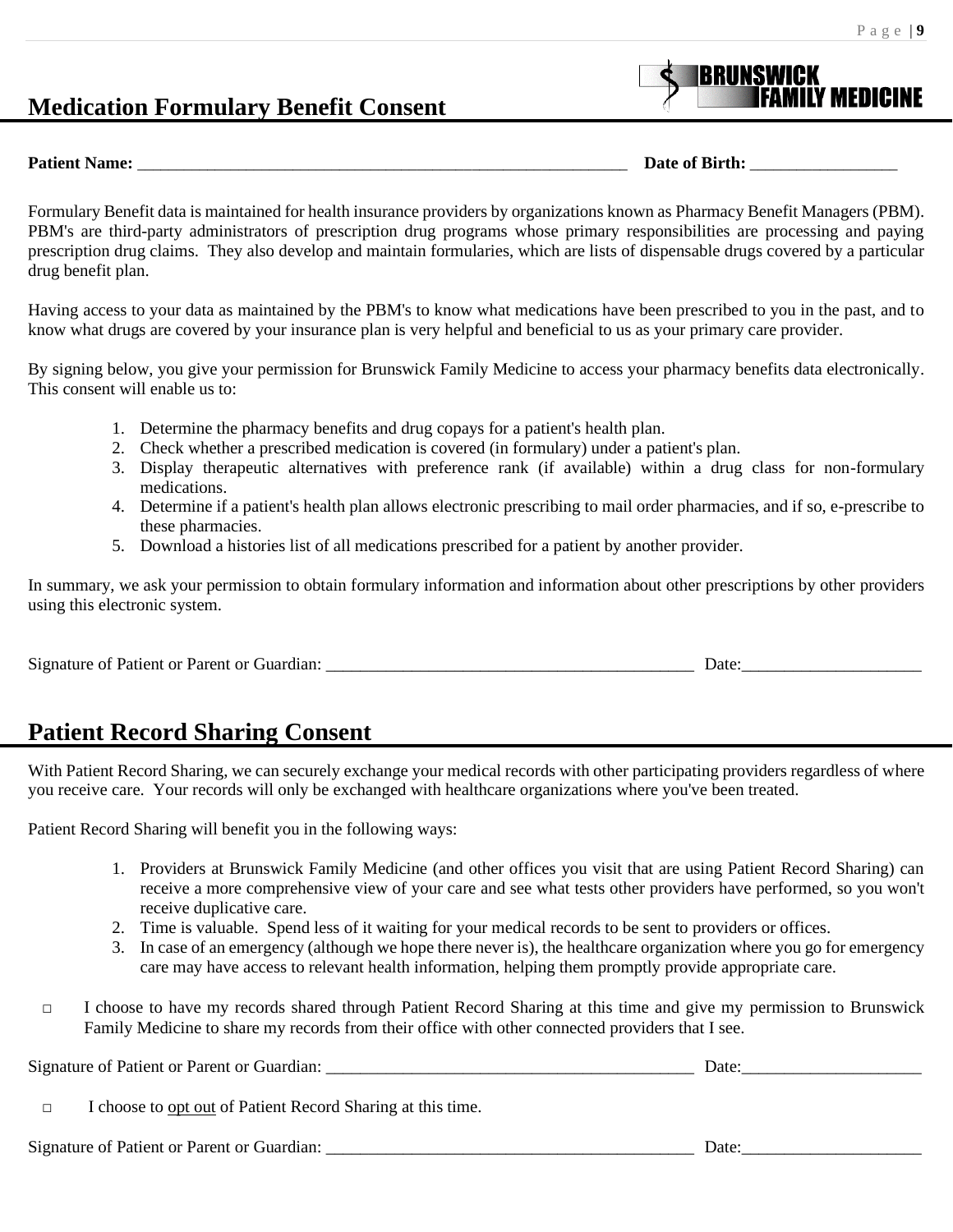# Medication Formulary Benefit Consent

**Patient Name:** ___________________________________________________________ **Date of Birth:** _________________

Formulary Benefit data is maintained for health insurance providers by organizations known as Pharmacy Benefit Managers (PBM). PBM's are third-party administrators of prescription drug programs whose primary responsibilities are processing and paying prescription drug claims. They also develop and maintain formularies, which are lists of dispensable drugs covered by a particular drug benefit plan.

Having access to your data as maintained by the PBM's to know what medications have been prescribed to you in the past, and to know what drugs are covered by your insurance plan is very helpful and beneficial to us as your primary care provider.

By signing below, you give your permission for Brunswick Family Medicine to access your pharmacy benefits data electronically. This consent will enable us to:

1. Determine the pharmacy benefits and drug copays for a patient's health plan.
2. Check whether a prescribed medication is covered (in formulary) under a patient's plan.
3. Display therapeutic alternatives with preference rank (if available) within a drug class for non-formulary medications.
4. Determine if a patient's health plan allows electronic prescribing to mail order pharmacies, and if so, e-prescribe to these pharmacies.
5. Download a histories list of all medications prescribed for a patient by another provider.

In summary, we ask your permission to obtain formulary information and information about other prescriptions by other providers using this electronic system.

Signature of Patient or Parent or Guardian: ____________________________________________ Date:_____________________

# Patient Record Sharing Consent

With Patient Record Sharing, we can securely exchange your medical records with other participating providers regardless of where you receive care. Your records will only be exchanged with healthcare organizations where you've been treated.

Patient Record Sharing will benefit you in the following ways:

1. Providers at Brunswick Family Medicine (and other offices you visit that are using Patient Record Sharing) can receive a more comprehensive view of your care and see what tests other providers have performed, so you won't receive duplicative care.
2. Time is valuable. Spend less of it waiting for your medical records to be sent to providers or offices.
3. In case of an emergency (although we hope there never is), the healthcare organization where you go for emergency care may have access to relevant health information, helping them promptly provide appropriate care.

□ I choose to have my records shared through Patient Record Sharing at this time and give my permission to Brunswick Family Medicine to share my records from their office with other connected providers that I see.

Signature of Patient or Parent or Guardian: ____________________________________________ Date:_____________________

□ I choose to <u>opt out</u> of Patient Record Sharing at this time.

Signature of Patient or Parent or Guardian: ____________________________________________ Date:_____________________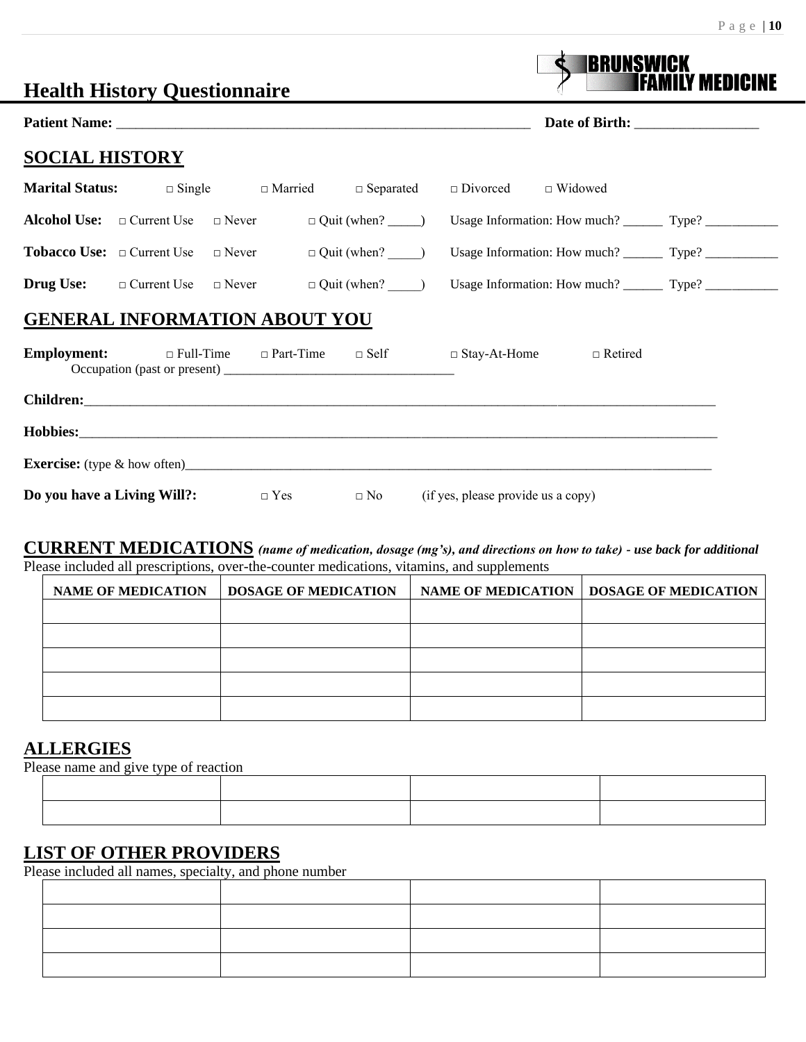# Health History Questionnaire

BRUNSWICK FAMILY MEDICINE

**Patient Name:** ____________________________________________________________ **Date of Birth:** __________________

## SOCIAL HISTORY

**Marital Status:** □ Single □ Married □ Separated □ Divorced □ Widowed

**Alcohol Use:** □ Current Use □ Never □ Quit (when? _____) Usage Information: How much? ______ Type? ___________

**Tobacco Use:** □ Current Use □ Never □ Quit (when? _____) Usage Information: How much? ______ Type? ___________

**Drug Use:** □ Current Use □ Never □ Quit (when? _____) Usage Information: How much? ______ Type? ___________

## GENERAL INFORMATION ABOUT YOU

**Employment:** □ Full-Time □ Part-Time □ Self □ Stay-At-Home □ Retired
Occupation (past or present) ___________________________________

**Children:**___________________________________________________________________________________________

**Hobbies:**____________________________________________________________________________________________

**Exercise:** (type & how often)___________________________________________________________________________

**Do you have a Living Will?:** □ Yes □ No (if yes, please provide us a copy)

## CURRENT MEDICATIONS *(name of medication, dosage (mg's), and directions on how to take) - use back for additional*

Please included all prescriptions, over-the-counter medications, vitamins, and supplements

| NAME OF MEDICATION | DOSAGE OF MEDICATION | NAME OF MEDICATION | DOSAGE OF MEDICATION |
|---|---|---|---|
| | | | |
| | | | |
| | | | |
| | | | |
| | | | |

## ALLERGIES

Please name and give type of reaction

| | | | |
|---|---|---|---|
| | | | |
| | | | |

## LIST OF OTHER PROVIDERS

Please included all names, specialty, and phone number

| | | | |
|---|---|---|---|
| | | | |
| | | | |
| | | | |
| | | | |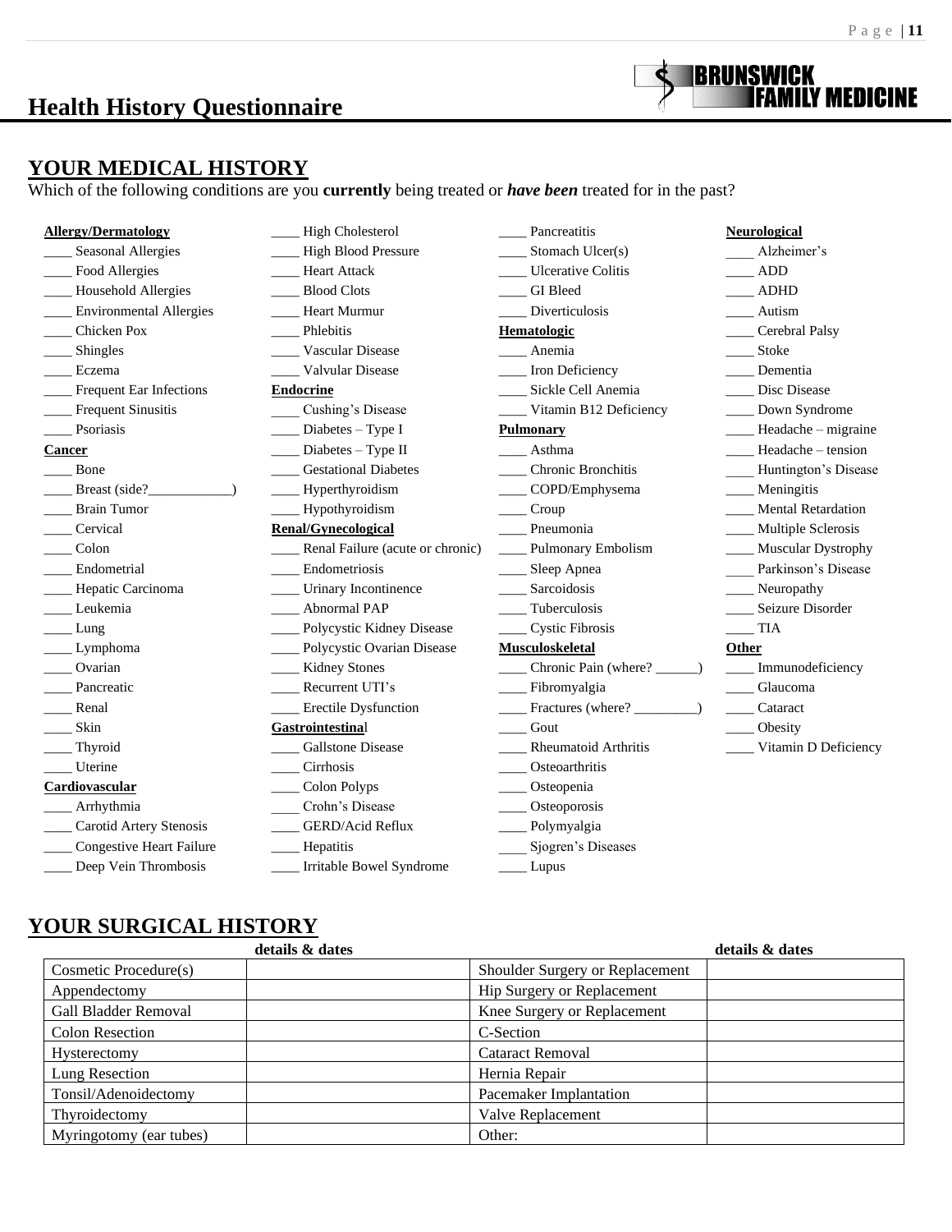# Health History Questionnaire

BRUNSWICK FAMILY MEDICINE

## YOUR MEDICAL HISTORY

Which of the following conditions are you **currently** being treated or ***have been*** treated for in the past?

**Allergy/Dermatology**

____ Seasonal Allergies
____ Food Allergies
____ Household Allergies
____ Environmental Allergies
____ Chicken Pox
____ Shingles
____ Eczema
____ Frequent Ear Infections
____ Frequent Sinusitis
____ Psoriasis

**Cancer**

____ Bone
____ Breast (side?____________)
____ Brain Tumor
____ Cervical
____ Colon
____ Endometrial
____ Hepatic Carcinoma
____ Leukemia
____ Lung
____ Lymphoma
____ Ovarian
____ Pancreatic
____ Renal
____ Skin
____ Thyroid
____ Uterine

**Cardiovascular**

____ Arrhythmia
____ Carotid Artery Stenosis
____ Congestive Heart Failure
____ Deep Vein Thrombosis
____ High Cholesterol
____ High Blood Pressure
____ Heart Attack
____ Blood Clots
____ Heart Murmur
____ Phlebitis
____ Vascular Disease
____ Valvular Disease

**Endocrine**

____ Cushing's Disease
____ Diabetes – Type I
____ Diabetes – Type II
____ Gestational Diabetes
____ Hyperthyroidism
____ Hypothyroidism

**Renal/Gynecological**

____ Renal Failure (acute or chronic)
____ Endometriosis
____ Urinary Incontinence
____ Abnormal PAP
____ Polycystic Kidney Disease
____ Polycystic Ovarian Disease
____ Kidney Stones
____ Recurrent UTI's
____ Erectile Dysfunction

**Gastrointestinal**

____ Gallstone Disease
____ Cirrhosis
____ Colon Polyps
____ Crohn's Disease
____ GERD/Acid Reflux
____ Hepatitis
____ Irritable Bowel Syndrome
____ Pancreatitis
____ Stomach Ulcer(s)
____ Ulcerative Colitis
____ GI Bleed
____ Diverticulosis

**Hematologic**

____ Anemia
____ Iron Deficiency
____ Sickle Cell Anemia
____ Vitamin B12 Deficiency

**Pulmonary**

____ Asthma
____ Chronic Bronchitis
____ COPD/Emphysema
____ Croup
____ Pneumonia
____ Pulmonary Embolism
____ Sleep Apnea
____ Sarcoidosis
____ Tuberculosis
____ Cystic Fibrosis

**Musculoskeletal**

____ Chronic Pain (where? ______)
____ Fibromyalgia
____ Fractures (where? _________)
____ Gout
____ Rheumatoid Arthritis
____ Osteoarthritis
____ Osteopenia
____ Osteoporosis
____ Polymyalgia
____ Sjogren's Diseases
____ Lupus

**Neurological**

____ Alzheimer's
____ ADD
____ ADHD
____ Autism
____ Cerebral Palsy
____ Stoke
____ Dementia
____ Disc Disease
____ Down Syndrome
____ Headache – migraine
____ Headache – tension
____ Huntington's Disease
____ Meningitis
____ Mental Retardation
____ Multiple Sclerosis
____ Muscular Dystrophy
____ Parkinson's Disease
____ Neuropathy
____ Seizure Disorder
____ TIA

**Other**

____ Immunodeficiency
____ Glaucoma
____ Cataract
____ Obesity
____ Vitamin D Deficiency

## YOUR SURGICAL HISTORY

| | details & dates | | details & dates |
|---|---|---|---|
| Cosmetic Procedure(s) | | Shoulder Surgery or Replacement | |
| Appendectomy | | Hip Surgery or Replacement | |
| Gall Bladder Removal | | Knee Surgery or Replacement | |
| Colon Resection | | C-Section | |
| Hysterectomy | | Cataract Removal | |
| Lung Resection | | Hernia Repair | |
| Tonsil/Adenoidectomy | | Pacemaker Implantation | |
| Thyroidectomy | | Valve Replacement | |
| Myringotomy (ear tubes) | | Other: | |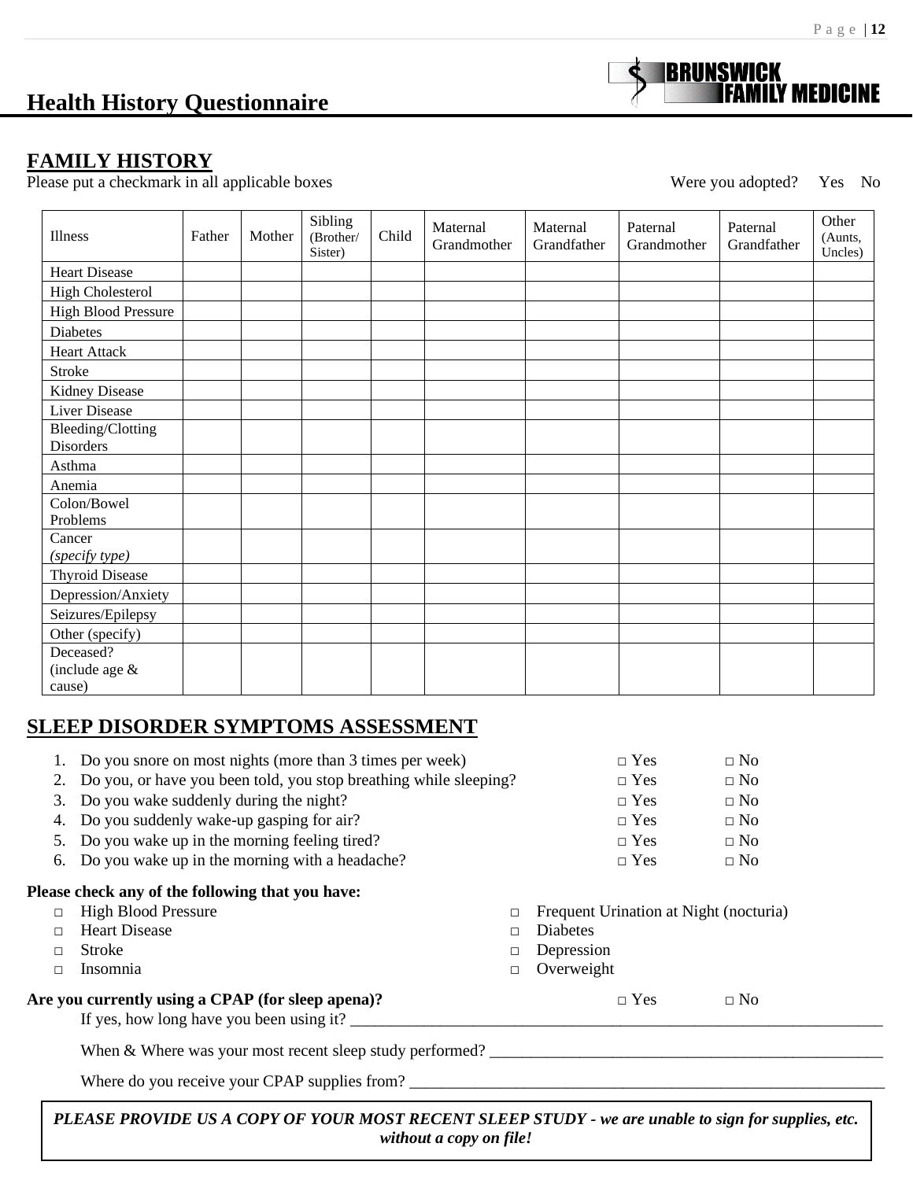# Health History Questionnaire

BRUNSWICK FAMILY MEDICINE

## FAMILY HISTORY

Please put a checkmark in all applicable boxes

Were you adopted? Yes No

| Illness | Father | Mother | Sibling (Brother/ Sister) | Child | Maternal Grandmother | Maternal Grandfather | Paternal Grandmother | Paternal Grandfather | Other (Aunts, Uncles) |
|---|---|---|---|---|---|---|---|---|---|
| Heart Disease | | | | | | | | | |
| High Cholesterol | | | | | | | | | |
| High Blood Pressure | | | | | | | | | |
| Diabetes | | | | | | | | | |
| Heart Attack | | | | | | | | | |
| Stroke | | | | | | | | | |
| Kidney Disease | | | | | | | | | |
| Liver Disease | | | | | | | | | |
| Bleeding/Clotting Disorders | | | | | | | | | |
| Asthma | | | | | | | | | |
| Anemia | | | | | | | | | |
| Colon/Bowel Problems | | | | | | | | | |
| Cancer *(specify type)* | | | | | | | | | |
| Thyroid Disease | | | | | | | | | |
| Depression/Anxiety | | | | | | | | | |
| Seizures/Epilepsy | | | | | | | | | |
| Other (specify) | | | | | | | | | |
| Deceased? (include age & cause) | | | | | | | | | |

## SLEEP DISORDER SYMPTOMS ASSESSMENT

1. Do you snore on most nights (more than 3 times per week) □ Yes □ No
2. Do you, or have you been told, you stop breathing while sleeping? □ Yes □ No
3. Do you wake suddenly during the night? □ Yes □ No
4. Do you suddenly wake-up gasping for air? □ Yes □ No
5. Do you wake up in the morning feeling tired? □ Yes □ No
6. Do you wake up in the morning with a headache? □ Yes □ No

**Please check any of the following that you have:**

- □ High Blood Pressure
- □ Heart Disease
- □ Stroke
- □ Insomnia
- □ Frequent Urination at Night (nocturia)
- □ Diabetes
- □ Depression
- □ Overweight

**Are you currently using a CPAP (for sleep apena)?** □ Yes □ No

If yes, how long have you been using it? ____________________________________________

When & Where was your most recent sleep study performed? ______________________________

Where do you receive your CPAP supplies from? ______________________________________

***PLEASE PROVIDE US A COPY OF YOUR MOST RECENT SLEEP STUDY - we are unable to sign for supplies, etc. without a copy on file!***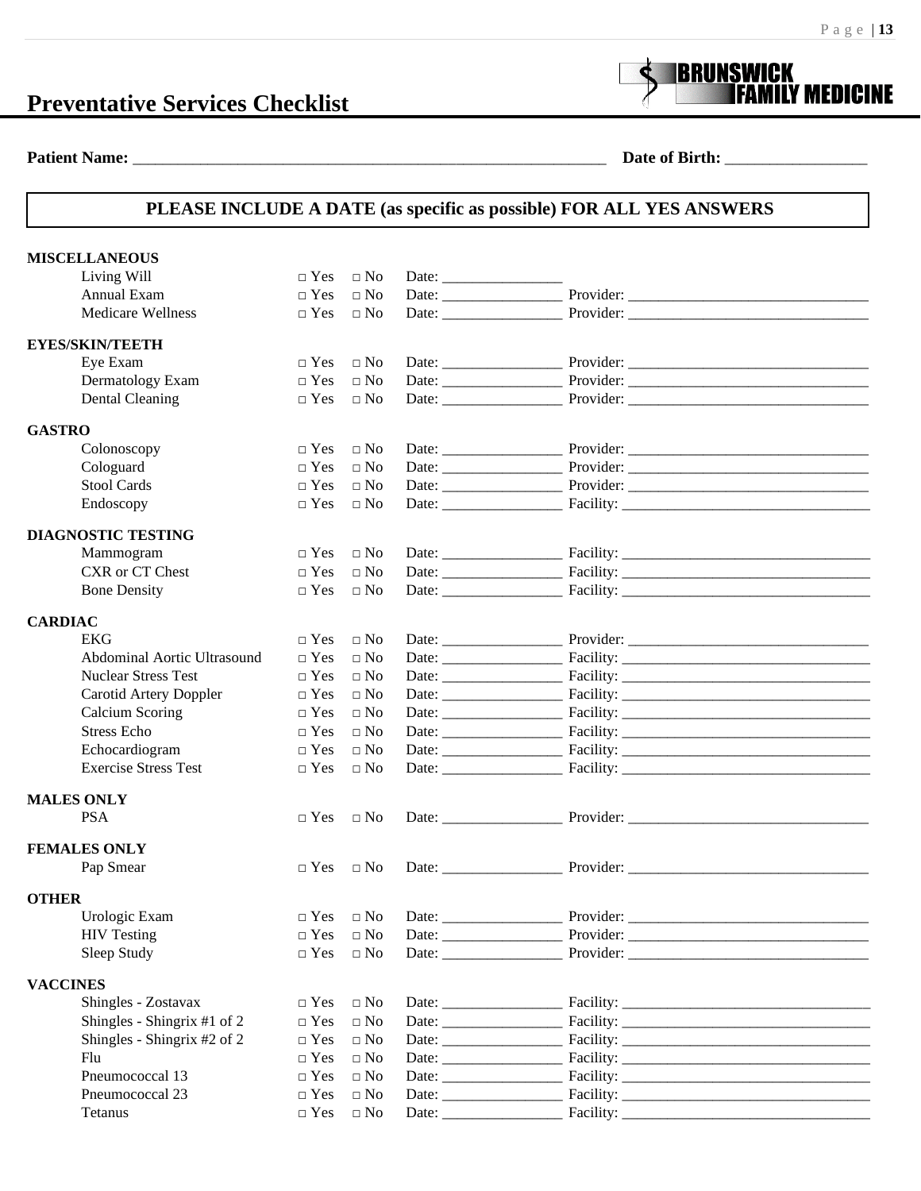# Preventative Services Checklist

BRUNSWICK FAMILY MEDICINE

**Patient Name:** ____________________________________________ **Date of Birth:** __________________

**PLEASE INCLUDE A DATE (as specific as possible) FOR ALL YES ANSWERS**

**MISCELLANEOUS**

| | | | | |
|---|---|---|---|---|
| Living Will | □ Yes | □ No | Date: ________________ | |
| Annual Exam | □ Yes | □ No | Date: ________________ | Provider: ________________________________ |
| Medicare Wellness | □ Yes | □ No | Date: ________________ | Provider: ________________________________ |

**EYES/SKIN/TEETH**

| | | | | |
|---|---|---|---|---|
| Eye Exam | □ Yes | □ No | Date: ________________ | Provider: ________________________________ |
| Dermatology Exam | □ Yes | □ No | Date: ________________ | Provider: ________________________________ |
| Dental Cleaning | □ Yes | □ No | Date: ________________ | Provider: ________________________________ |

**GASTRO**

| | | | | |
|---|---|---|---|---|
| Colonoscopy | □ Yes | □ No | Date: ________________ | Provider: ________________________________ |
| Cologuard | □ Yes | □ No | Date: ________________ | Provider: ________________________________ |
| Stool Cards | □ Yes | □ No | Date: ________________ | Provider: ________________________________ |
| Endoscopy | □ Yes | □ No | Date: ________________ | Facility: ________________________________ |

**DIAGNOSTIC TESTING**

| | | | | |
|---|---|---|---|---|
| Mammogram | □ Yes | □ No | Date: ________________ | Facility: ________________________________ |
| CXR or CT Chest | □ Yes | □ No | Date: ________________ | Facility: ________________________________ |
| Bone Density | □ Yes | □ No | Date: ________________ | Facility: ________________________________ |

**CARDIAC**

| | | | | |
|---|---|---|---|---|
| EKG | □ Yes | □ No | Date: ________________ | Provider: ________________________________ |
| Abdominal Aortic Ultrasound | □ Yes | □ No | Date: ________________ | Facility: ________________________________ |
| Nuclear Stress Test | □ Yes | □ No | Date: ________________ | Facility: ________________________________ |
| Carotid Artery Doppler | □ Yes | □ No | Date: ________________ | Facility: ________________________________ |
| Calcium Scoring | □ Yes | □ No | Date: ________________ | Facility: ________________________________ |
| Stress Echo | □ Yes | □ No | Date: ________________ | Facility: ________________________________ |
| Echocardiogram | □ Yes | □ No | Date: ________________ | Facility: ________________________________ |
| Exercise Stress Test | □ Yes | □ No | Date: ________________ | Facility: ________________________________ |

**MALES ONLY**

| | | | | |
|---|---|---|---|---|
| PSA | □ Yes | □ No | Date: ________________ | Provider: ________________________________ |

**FEMALES ONLY**

| | | | | |
|---|---|---|---|---|
| Pap Smear | □ Yes | □ No | Date: ________________ | Provider: ________________________________ |

**OTHER**

| | | | | |
|---|---|---|---|---|
| Urologic Exam | □ Yes | □ No | Date: ________________ | Provider: ________________________________ |
| HIV Testing | □ Yes | □ No | Date: ________________ | Provider: ________________________________ |
| Sleep Study | □ Yes | □ No | Date: ________________ | Provider: ________________________________ |

**VACCINES**

| | | | | |
|---|---|---|---|---|
| Shingles - Zostavax | □ Yes | □ No | Date: ________________ | Facility: ________________________________ |
| Shingles - Shingrix #1 of 2 | □ Yes | □ No | Date: ________________ | Facility: ________________________________ |
| Shingles - Shingrix #2 of 2 | □ Yes | □ No | Date: ________________ | Facility: ________________________________ |
| Flu | □ Yes | □ No | Date: ________________ | Facility: ________________________________ |
| Pneumococcal 13 | □ Yes | □ No | Date: ________________ | Facility: ________________________________ |
| Pneumococcal 23 | □ Yes | □ No | Date: ________________ | Facility: ________________________________ |
| Tetanus | □ Yes | □ No | Date: ________________ | Facility: ________________________________ |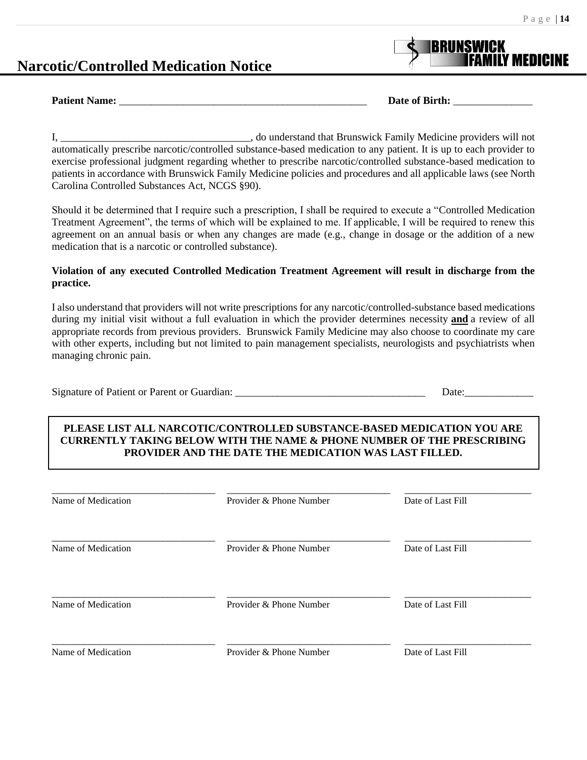# Narcotic/Controlled Medication Notice

BRUNSWICK FAMILY MEDICINE

**Patient Name:** _______________________________________________ **Date of Birth:** _______________

I, ___________________________________, do understand that Brunswick Family Medicine providers will not automatically prescribe narcotic/controlled substance-based medication to any patient. It is up to each provider to exercise professional judgment regarding whether to prescribe narcotic/controlled substance-based medication to patients in accordance with Brunswick Family Medicine policies and procedures and all applicable laws (see North Carolina Controlled Substances Act, NCGS §90).

Should it be determined that I require such a prescription, I shall be required to execute a "Controlled Medication Treatment Agreement", the terms of which will be explained to me. If applicable, I will be required to renew this agreement on an annual basis or when any changes are made (e.g., change in dosage or the addition of a new medication that is a narcotic or controlled substance).

**Violation of any executed Controlled Medication Treatment Agreement will result in discharge from the practice.**

I also understand that providers will not write prescriptions for any narcotic/controlled-substance based medications during my initial visit without a full evaluation in which the provider determines necessity **and** a review of all appropriate records from previous providers. Brunswick Family Medicine may also choose to coordinate my care with other experts, including but not limited to pain management specialists, neurologists and psychiatrists when managing chronic pain.

Signature of Patient or Parent or Guardian: ____________________________________ Date:_____________

**PLEASE LIST ALL NARCOTIC/CONTROLLED SUBSTANCE-BASED MEDICATION YOU ARE CURRENTLY TAKING BELOW WITH THE NAME & PHONE NUMBER OF THE PRESCRIBING PROVIDER AND THE DATE THE MEDICATION WAS LAST FILLED.**

| Name of Medication | Provider & Phone Number | Date of Last Fill |
|---|---|---|
| | | |
| | | |
| | | |
| | | |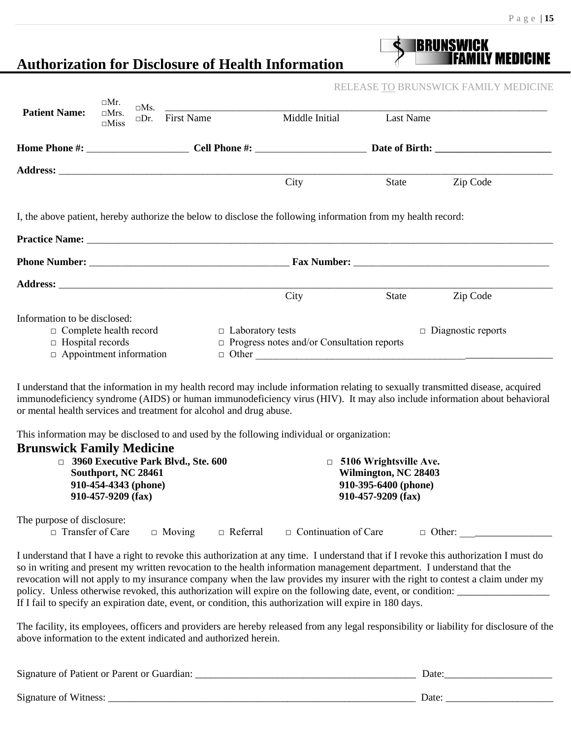# Authorization for Disclosure of Health Information

BRUNSWICK FAMILY MEDICINE

RELEASE TO BRUNSWICK FAMILY MEDICINE

**Patient Name:** □Mr. □Mrs. □Miss □Ms. □Dr. \_\_\_\_\_\_\_\_\_\_\_\_\_\_\_\_\_\_\_\_\_\_\_\_\_\_\_\_\_\_\_\_\_\_\_\_\_\_\_\_\_\_\_\_\_\_\_\_\_\_\_\_\_\_\_\_\_\_\_\_
First Name Middle Initial Last Name

**Home Phone #:** \_\_\_\_\_\_\_\_\_\_\_\_\_\_\_\_\_\_\_\_ **Cell Phone #:** \_\_\_\_\_\_\_\_\_\_\_\_\_\_\_\_\_\_\_\_\_\_ **Date of Birth:** \_\_\_\_\_\_\_\_\_\_\_\_\_\_\_\_\_\_\_\_\_\_\_

**Address:** \_\_\_\_\_\_\_\_\_\_\_\_\_\_\_\_\_\_\_\_\_\_\_\_\_\_\_\_\_\_\_\_\_\_\_\_\_\_\_\_\_\_\_\_\_\_\_\_\_\_\_\_\_\_\_\_\_\_\_\_\_\_\_\_\_\_\_\_\_\_\_\_\_\_\_\_\_\_\_\_\_
City State Zip Code

I, the above patient, hereby authorize the below to disclose the following information from my health record:

**Practice Name:** \_\_\_\_\_\_\_\_\_\_\_\_\_\_\_\_\_\_\_\_\_\_\_\_\_\_\_\_\_\_\_\_\_\_\_\_\_\_\_\_\_\_\_\_\_\_\_\_\_\_\_\_\_\_\_\_\_\_\_\_\_\_\_\_\_\_\_\_\_\_\_\_\_\_\_\_\_\_\_\_\_\_

**Phone Number:** \_\_\_\_\_\_\_\_\_\_\_\_\_\_\_\_\_\_\_\_\_\_\_\_\_\_\_\_\_\_\_\_\_\_\_\_\_\_\_ **Fax Number:** \_\_\_\_\_\_\_\_\_\_\_\_\_\_\_\_\_\_\_\_\_\_\_\_\_\_\_\_\_\_\_\_\_\_\_\_\_\_\_

**Address:** \_\_\_\_\_\_\_\_\_\_\_\_\_\_\_\_\_\_\_\_\_\_\_\_\_\_\_\_\_\_\_\_\_\_\_\_\_\_\_\_\_\_\_\_\_\_\_\_\_\_\_\_\_\_\_\_\_\_\_\_\_\_\_\_\_\_\_\_\_\_\_\_\_\_\_\_\_\_\_\_\_
City State Zip Code

Information to be disclosed:

- □ Complete health record
- □ Hospital records
- □ Appointment information
- □ Laboratory tests
- □ Progress notes and/or Consultation reports
- □ Other \_\_\_\_\_\_\_\_\_\_\_\_\_\_\_\_\_\_\_\_\_\_\_\_\_\_\_\_\_\_\_\_\_\_\_\_\_\_\_\_\_\_\_\_\_\_\_\_\_\_\_\_\_\_\_\_\_
- □ Diagnostic reports

I understand that the information in my health record may include information relating to sexually transmitted disease, acquired immunodeficiency syndrome (AIDS) or human immunodeficiency virus (HIV). It may also include information about behavioral or mental health services and treatment for alcohol and drug abuse.

This information may be disclosed to and used by the following individual or organization:

**Brunswick Family Medicine**

□ **3960 Executive Park Blvd., Ste. 600**
**Southport, NC 28461**
**910-454-4343 (phone)**
**910-457-9209 (fax)**

□ **5106 Wrightsville Ave.**
**Wilmington, NC 28403**
**910-395-6400 (phone)**
**910-457-9209 (fax)**

The purpose of disclosure:

□ Transfer of Care □ Moving □ Referral □ Continuation of Care □ Other: \_\_\_\_\_\_\_\_\_\_\_\_\_\_\_\_\_\_

I understand that I have a right to revoke this authorization at any time. I understand that if I revoke this authorization I must do so in writing and present my written revocation to the health information management department. I understand that the revocation will not apply to my insurance company when the law provides my insurer with the right to contest a claim under my policy. Unless otherwise revoked, this authorization will expire on the following date, event, or condition: \_\_\_\_\_\_\_\_\_\_\_\_\_\_\_\_\_\_
If I fail to specify an expiration date, event, or condition, this authorization will expire in 180 days.

The facility, its employees, officers and providers are hereby released from any legal responsibility or liability for disclosure of the above information to the extent indicated and authorized herein.

Signature of Patient or Parent or Guardian: \_\_\_\_\_\_\_\_\_\_\_\_\_\_\_\_\_\_\_\_\_\_\_\_\_\_\_\_\_\_\_\_\_\_\_\_\_\_\_\_\_\_\_\_ Date:\_\_\_\_\_\_\_\_\_\_\_\_\_\_\_\_\_\_\_\_\_

Signature of Witness: \_\_\_\_\_\_\_\_\_\_\_\_\_\_\_\_\_\_\_\_\_\_\_\_\_\_\_\_\_\_\_\_\_\_\_\_\_\_\_\_\_\_\_\_\_\_\_\_\_\_\_\_\_\_\_\_\_\_\_\_\_ Date: \_\_\_\_\_\_\_\_\_\_\_\_\_\_\_\_\_\_\_\_\_